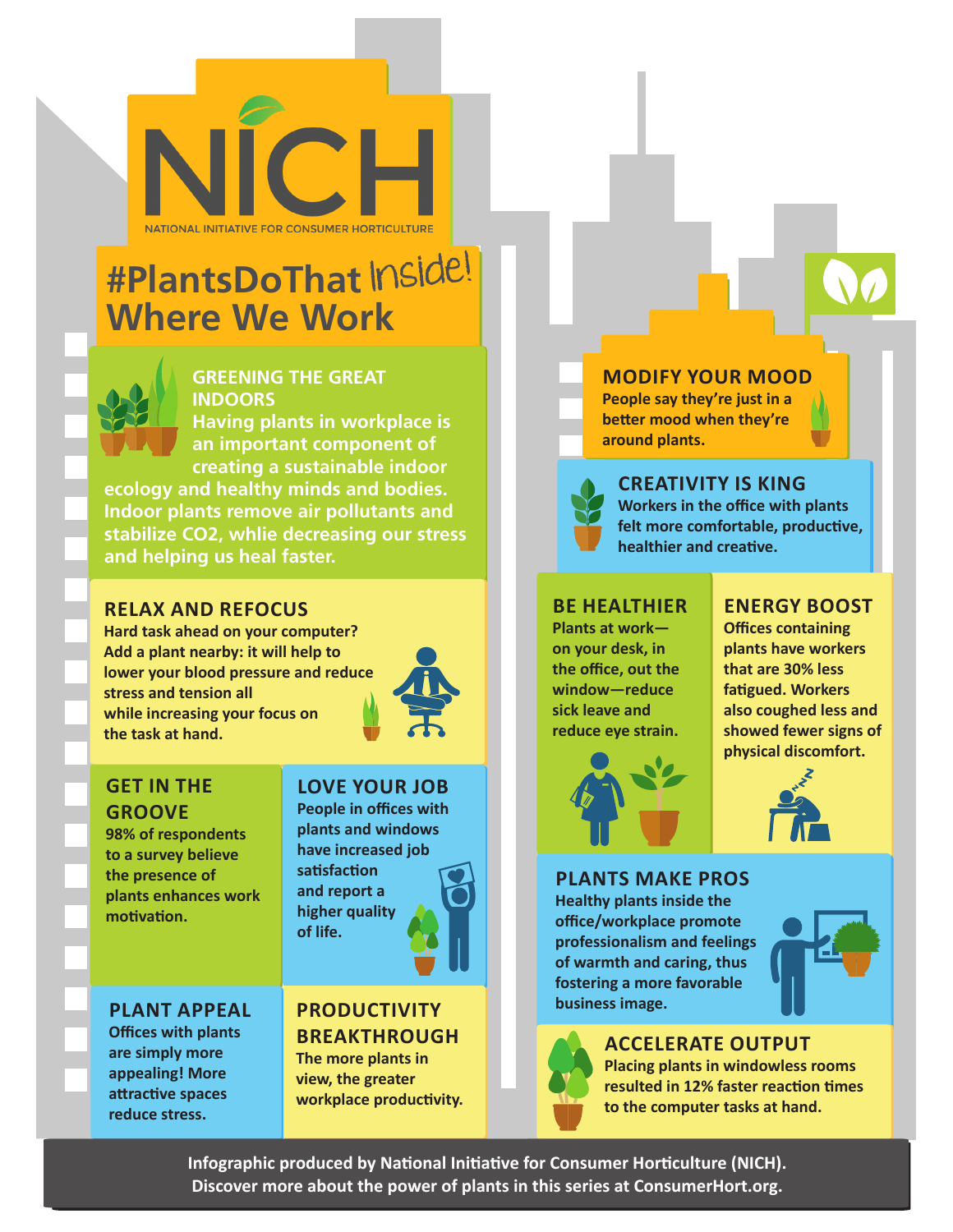# NICH

NATIONAL INITIATIVE FOR CONSUMER HORTICULTURE

# #PlantsDoThat Inside! Where We Work

## GREENING THE GREAT INDOORS

Having plants in workplace is an important component of creating a sustainable indoor ecology and healthy minds and bodies. Indoor plants remove air pollutants and stabilize $CO_2$, whlie decreasing our stress and helping us heal faster.

## RELAX AND REFOCUS

Hard task ahead on your computer? Add a plant nearby: it will help to lower your blood pressure and reduce stress and tension all while increasing your focus on the task at hand.

## GET IN THE GROOVE

98% of respondents to a survey believe the presence of plants enhances work motivation.

## LOVE YOUR JOB

People in offices with plants and windows have increased job satisfaction and report a higher quality of life.

## PLANT APPEAL

Offices with plants are simply more appealing! More attractive spaces reduce stress.

## PRODUCTIVITY BREAKTHROUGH

The more plants in view, the greater workplace productivity.

## MODIFY YOUR MOOD

People say they're just in a better mood when they're around plants.

## CREATIVITY IS KING

Workers in the office with plants felt more comfortable, productive, healthier and creative.

## BE HEALTHIER

Plants at work—on your desk, in the office, out the window—reduce sick leave and reduce eye strain.

## ENERGY BOOST

Offices containing plants have workers that are 30% less fatigued. Workers also coughed less and showed fewer signs of physical discomfort.

## PLANTS MAKE PROS

Healthy plants inside the office/workplace promote professionalism and feelings of warmth and caring, thus fostering a more favorable business image.

## ACCELERATE OUTPUT

Placing plants in windowless rooms resulted in 12% faster reaction times to the computer tasks at hand.

**Infographic produced by National Initiative for Consumer Horticulture (NICH). Discover more about the power of plants in this series at ConsumerHort.org.**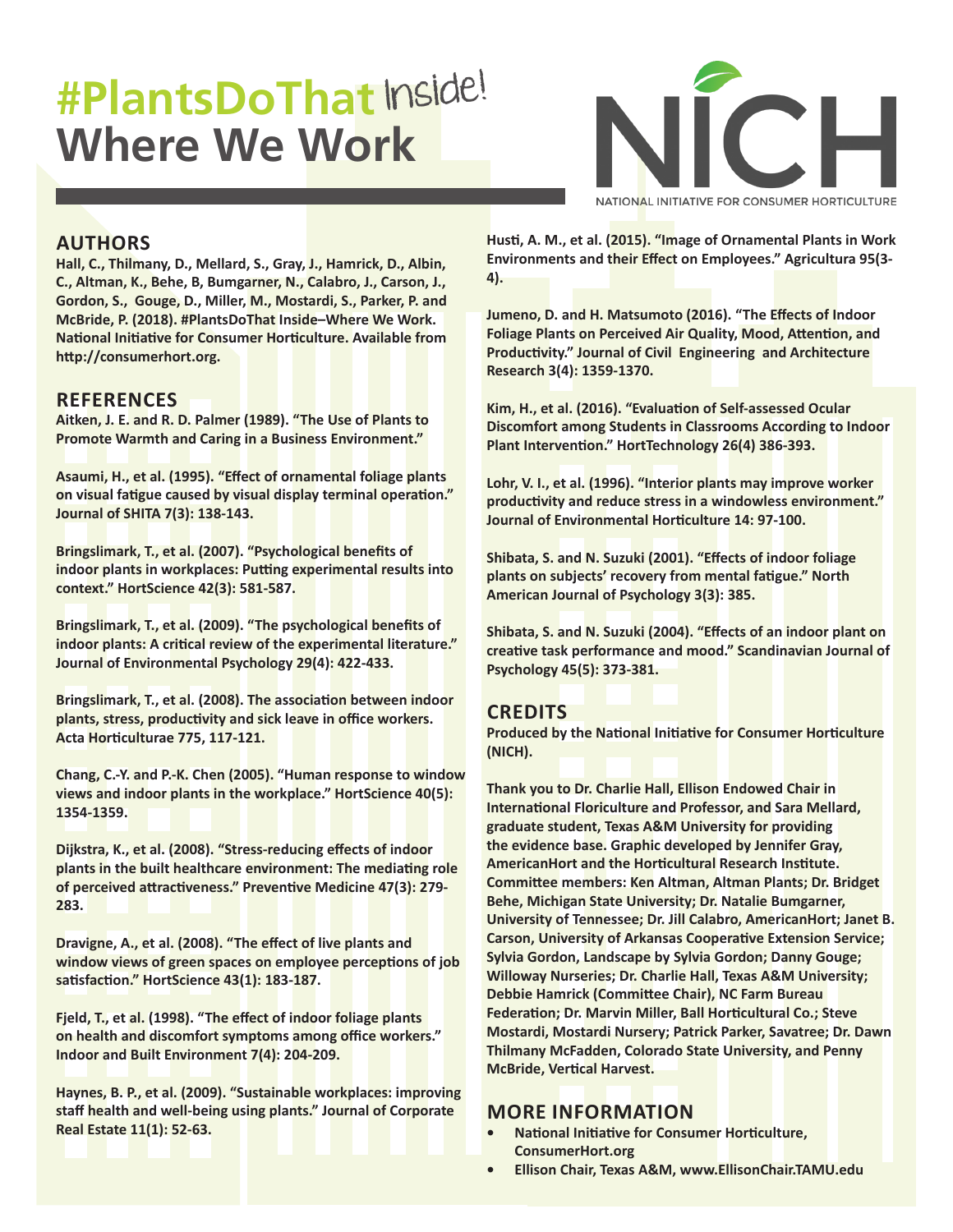# #PlantsDoThat Inside! Where We Work

NICH
NATIONAL INITIATIVE FOR CONSUMER HORTICULTURE

## AUTHORS

Hall, C., Thilmany, D., Mellard, S., Gray, J., Hamrick, D., Albin, C., Altman, K., Behe, B, Bumgarner, N., Calabro, J., Carson, J., Gordon, S., Gouge, D., Miller, M., Mostardi, S., Parker, P. and McBride, P. (2018). #PlantsDoThat Inside–Where We Work. National Initiative for Consumer Horticulture. Available from http://consumerhort.org.

## REFERENCES

Aitken, J. E. and R. D. Palmer (1989). "The Use of Plants to Promote Warmth and Caring in a Business Environment."

Asaumi, H., et al. (1995). "Effect of ornamental foliage plants on visual fatigue caused by visual display terminal operation." Journal of SHITA 7(3): 138-143.

Bringslimark, T., et al. (2007). "Psychological benefits of indoor plants in workplaces: Putting experimental results into context." HortScience 42(3): 581-587.

Bringslimark, T., et al. (2009). "The psychological benefits of indoor plants: A critical review of the experimental literature." Journal of Environmental Psychology 29(4): 422-433.

Bringslimark, T., et al. (2008). The association between indoor plants, stress, productivity and sick leave in office workers. Acta Horticulturae 775, 117-121.

Chang, C.-Y. and P.-K. Chen (2005). "Human response to window views and indoor plants in the workplace." HortScience 40(5): 1354-1359.

Dijkstra, K., et al. (2008). "Stress-reducing effects of indoor plants in the built healthcare environment: The mediating role of perceived attractiveness." Preventive Medicine 47(3): 279-283.

Dravigne, A., et al. (2008). "The effect of live plants and window views of green spaces on employee perceptions of job satisfaction." HortScience 43(1): 183-187.

Fjeld, T., et al. (1998). "The effect of indoor foliage plants on health and discomfort symptoms among office workers." Indoor and Built Environment 7(4): 204-209.

Haynes, B. P., et al. (2009). "Sustainable workplaces: improving staff health and well-being using plants." Journal of Corporate Real Estate 11(1): 52-63.

Husti, A. M., et al. (2015). "Image of Ornamental Plants in Work Environments and their Effect on Employees." Agricultura 95(3-4).

Jumeno, D. and H. Matsumoto (2016). "The Effects of Indoor Foliage Plants on Perceived Air Quality, Mood, Attention, and Productivity." Journal of Civil Engineering and Architecture Research 3(4): 1359-1370.

Kim, H., et al. (2016). "Evaluation of Self-assessed Ocular Discomfort among Students in Classrooms According to Indoor Plant Intervention." HortTechnology 26(4) 386-393.

Lohr, V. I., et al. (1996). "Interior plants may improve worker productivity and reduce stress in a windowless environment." Journal of Environmental Horticulture 14: 97-100.

Shibata, S. and N. Suzuki (2001). "Effects of indoor foliage plants on subjects' recovery from mental fatigue." North American Journal of Psychology 3(3): 385.

Shibata, S. and N. Suzuki (2004). "Effects of an indoor plant on creative task performance and mood." Scandinavian Journal of Psychology 45(5): 373-381.

## CREDITS

Produced by the National Initiative for Consumer Horticulture (NICH).

Thank you to Dr. Charlie Hall, Ellison Endowed Chair in International Floriculture and Professor, and Sara Mellard, graduate student, Texas A&M University for providing the evidence base. Graphic developed by Jennifer Gray, AmericanHort and the Horticultural Research Institute. Committee members: Ken Altman, Altman Plants; Dr. Bridget Behe, Michigan State University; Dr. Natalie Bumgarner, University of Tennessee; Dr. Jill Calabro, AmericanHort; Janet B. Carson, University of Arkansas Cooperative Extension Service; Sylvia Gordon, Landscape by Sylvia Gordon; Danny Gouge; Willoway Nurseries; Dr. Charlie Hall, Texas A&M University; Debbie Hamrick (Committee Chair), NC Farm Bureau Federation; Dr. Marvin Miller, Ball Horticultural Co.; Steve Mostardi, Mostardi Nursery; Patrick Parker, Savatree; Dr. Dawn Thilmany McFadden, Colorado State University, and Penny McBride, Vertical Harvest.

## MORE INFORMATION

- National Initiative for Consumer Horticulture, ConsumerHort.org
- Ellison Chair, Texas A&M, www.EllisonChair.TAMU.edu